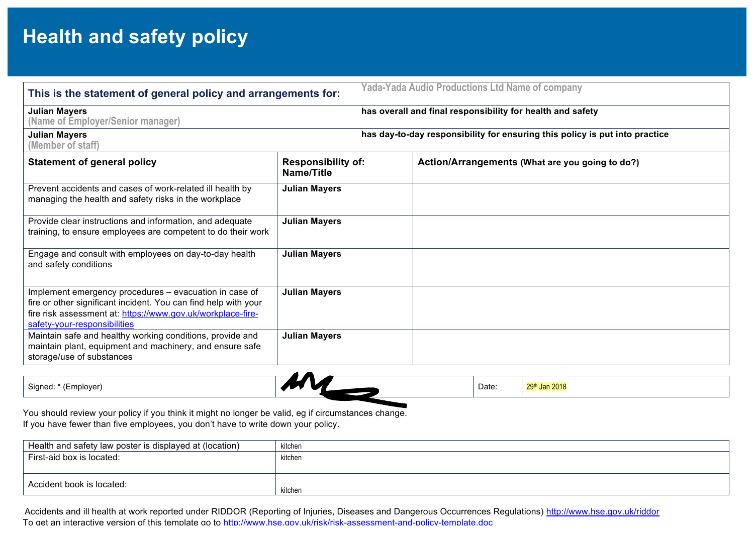# Health and safety policy

| This is the statement of general policy and arrangements for: | Yada-Yada Audio Productions Ltd Name of company | |
|---|---|---|
| **Julian Mayers** (Name of Employer/Senior manager) | **has overall and final responsibility for health and safety** | |
| **Julian Mayers** (Member of staff) | **has day-to-day responsibility for ensuring this policy is put into practice** | |

| **Statement of general policy** | **Responsibility of: Name/Title** | **Action/Arrangements** (What are you going to do?) |
|---|---|---|
| Prevent accidents and cases of work-related ill health by managing the health and safety risks in the workplace | **Julian Mayers** | |
| Provide clear instructions and information, and adequate training, to ensure employees are competent to do their work | **Julian Mayers** | |
| Engage and consult with employees on day-to-day health and safety conditions | **Julian Mayers** | |
| Implement emergency procedures – evacuation in case of fire or other significant incident. You can find help with your fire risk assessment at: https://www.gov.uk/workplace-fire-safety-your-responsibilities | **Julian Mayers** | |
| Maintain safe and healthy working conditions, provide and maintain plant, equipment and machinery, and ensure safe storage/use of substances | **Julian Mayers** | |

| Signed: * (Employer) | [signature] | Date: | 29th Jan 2018 |
|---|---|---|---|

You should review your policy if you think it might no longer be valid, eg if circumstances change.
If you have fewer than five employees, you don't have to write down your policy.

| Health and safety law poster is displayed at (location) | kitchen |
|---|---|
| First-aid box is located: | kitchen |
| Accident book is located: | kitchen |

Accidents and ill health at work reported under RIDDOR (Reporting of Injuries, Diseases and Dangerous Occurrences Regulations) http://www.hse.gov.uk/riddor
To get an interactive version of this template go to http://www.hse.gov.uk/risk/risk-assessment-and-policy-template.doc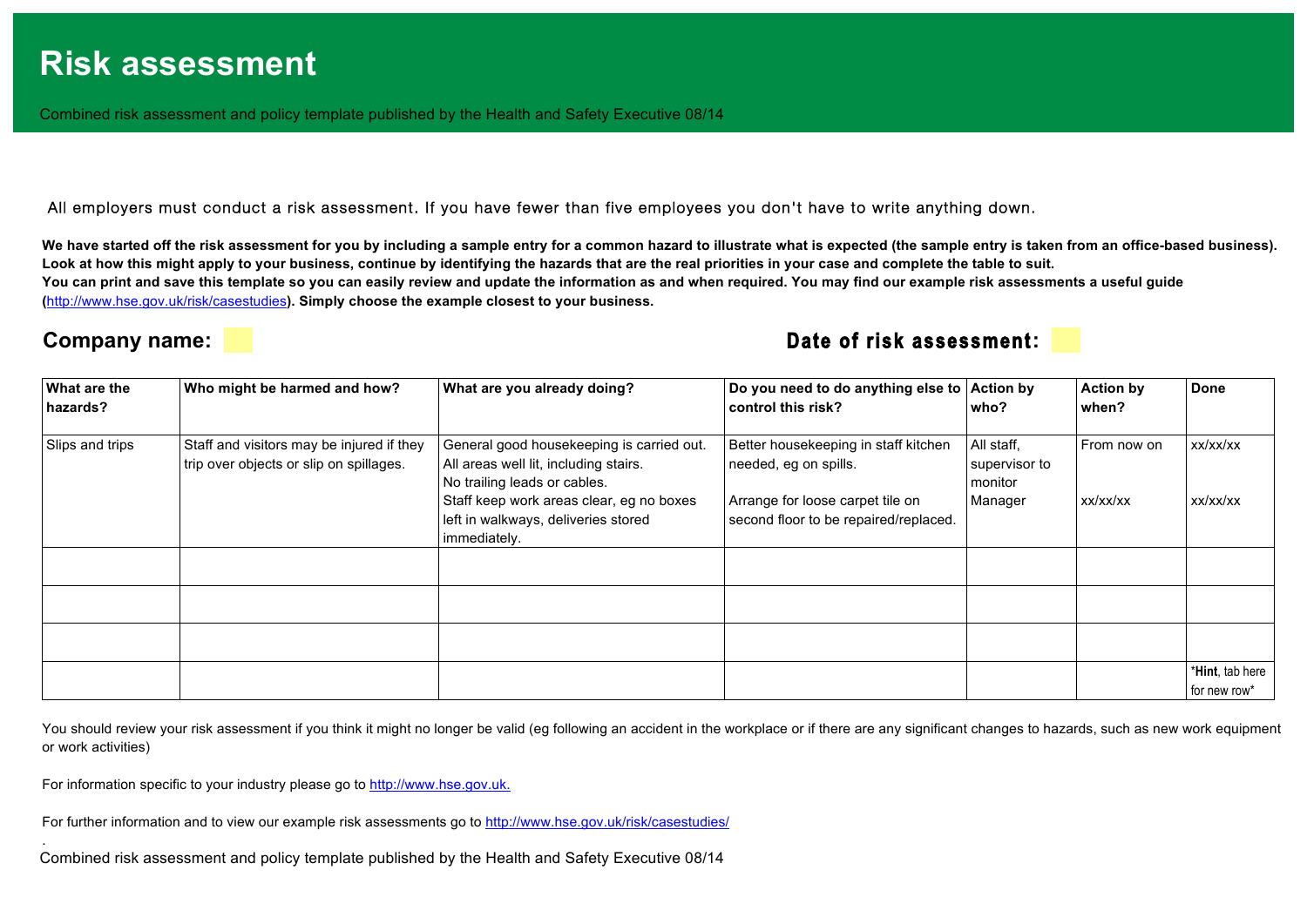# Risk assessment

Combined risk assessment and policy template published by the Health and Safety Executive 08/14

All employers must conduct a risk assessment. If you have fewer than five employees you don't have to write anything down.

**We have started off the risk assessment for you by including a sample entry for a common hazard to illustrate what is expected (the sample entry is taken from an office-based business). Look at how this might apply to your business, continue by identifying the hazards that are the real priorities in your case and complete the table to suit.**
**You can print and save this template so you can easily review and update the information as and when required. You may find our example risk assessments a useful guide (http://www.hse.gov.uk/risk/casestudies). Simply choose the example closest to your business.**

## Company name:

## Date of risk assessment:

| What are the hazards? | Who might be harmed and how? | What are you already doing? | Do you need to do anything else to control this risk? | Action by who? | Action by when? | Done |
|---|---|---|---|---|---|---|
| Slips and trips | Staff and visitors may be injured if they trip over objects or slip on spillages. | General good housekeeping is carried out.<br>All areas well lit, including stairs.<br>No trailing leads or cables.<br>Staff keep work areas clear, eg no boxes left in walkways, deliveries stored immediately. | Better housekeeping in staff kitchen needed, eg on spills.<br><br>Arrange for loose carpet tile on second floor to be repaired/replaced. | All staff, supervisor to monitor<br>Manager | From now on<br><br>xx/xx/xx | xx/xx/xx<br><br>xx/xx/xx |
| | | | | | | |
| | | | | | | |
| | | | | | | |
| | | | | | | *Hint, tab here for new row* |

You should review your risk assessment if you think it might no longer be valid (eg following an accident in the workplace or if there are any significant changes to hazards, such as new work equipment or work activities)

For information specific to your industry please go to http://www.hse.gov.uk.

For further information and to view our example risk assessments go to http://www.hse.gov.uk/risk/casestudies/

.
Combined risk assessment and policy template published by the Health and Safety Executive 08/14